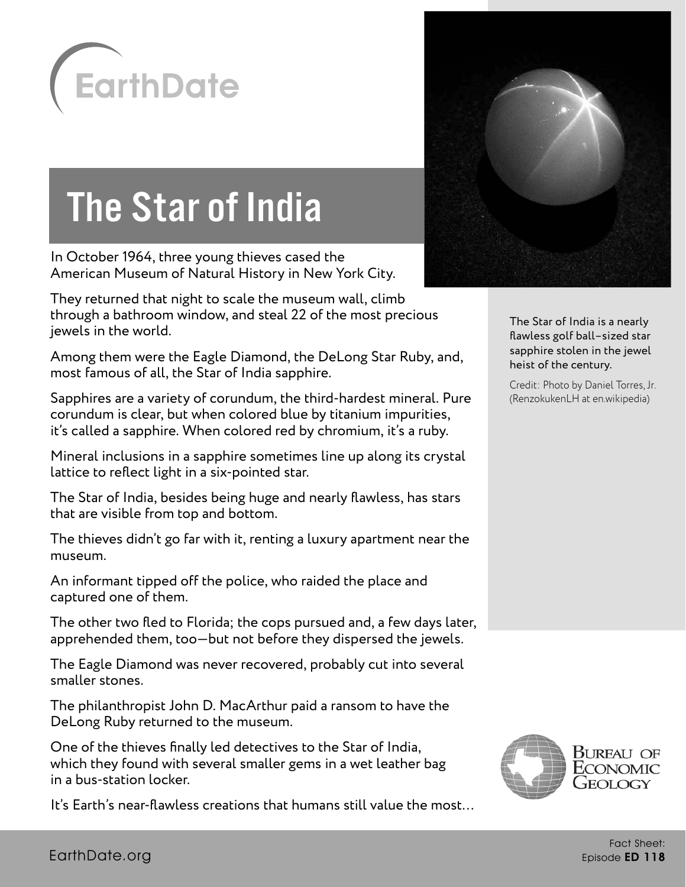# The Star of India

In October 1964, three young thieves cased the American Museum of Natural History in New York City.

They returned that night to scale the museum wall, climb through a bathroom window, and steal 22 of the most precious jewels in the world.

Among them were the Eagle Diamond, the DeLong Star Ruby, and, most famous of all, the Star of India sapphire.

Sapphires are a variety of corundum, the third-hardest mineral. Pure corundum is clear, but when colored blue by titanium impurities, it's called a sapphire. When colored red by chromium, it's a ruby.

Mineral inclusions in a sapphire sometimes line up along its crystal lattice to reflect light in a six-pointed star.

The Star of India, besides being huge and nearly flawless, has stars that are visible from top and bottom.

The thieves didn't go far with it, renting a luxury apartment near the museum.

An informant tipped off the police, who raided the place and captured one of them.

The other two fled to Florida; the cops pursued and, a few days later, apprehended them, too—but not before they dispersed the jewels.

The Eagle Diamond was never recovered, probably cut into several smaller stones.

The philanthropist John D. MacArthur paid a ransom to have the DeLong Ruby returned to the museum.

One of the thieves finally led detectives to the Star of India, which they found with several smaller gems in a wet leather bag in a bus-station locker.

It's Earth's near-flawless creations that humans still value the most…

The Star of India is a nearly flawless golf ball–sized star sapphire stolen in the jewel heist of the century.

Credit: Photo by Daniel Torres, Jr. (RenzokukenLH at en.wikipedia)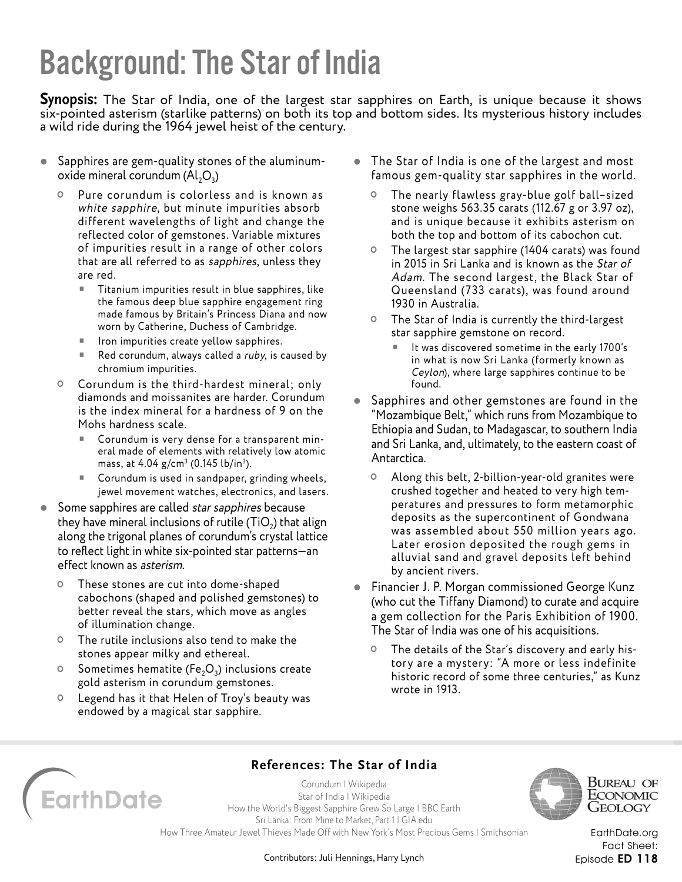# Background: The Star of India

**Synopsis:** The Star of India, one of the largest star sapphires on Earth, is unique because it shows six-pointed asterism (starlike patterns) on both its top and bottom sides. Its mysterious history includes a wild ride during the 1964 jewel heist of the century.

- Sapphires are gem-quality stones of the aluminum-oxide mineral corundum ($Al_2O_3$)
  - Pure corundum is colorless and is known as *white sapphire*, but minute impurities absorb different wavelengths of light and change the reflected color of gemstones. Variable mixtures of impurities result in a range of other colors that are all referred to as *sapphires*, unless they are red.
    - Titanium impurities result in blue sapphires, like the famous deep blue sapphire engagement ring made famous by Britain's Princess Diana and now worn by Catherine, Duchess of Cambridge.
    - Iron impurities create yellow sapphires.
    - Red corundum, always called a *ruby*, is caused by chromium impurities.
  - Corundum is the third-hardest mineral; only diamonds and moissanites are harder. Corundum is the index mineral for a hardness of 9 on the Mohs hardness scale.
    - Corundum is very dense for a transparent mineral made of elements with relatively low atomic mass, at 4.04 g/cm$^3$ (0.145 lb/in$^3$).
    - Corundum is used in sandpaper, grinding wheels, jewel movement watches, electronics, and lasers.
- Some sapphires are called *star sapphires* because they have mineral inclusions of rutile ($TiO_2$) that align along the trigonal planes of corundum's crystal lattice to reflect light in white six-pointed star patterns—an effect known as *asterism*.
  - These stones are cut into dome-shaped cabochons (shaped and polished gemstones) to better reveal the stars, which move as angles of illumination change.
  - The rutile inclusions also tend to make the stones appear milky and ethereal.
  - Sometimes hematite ($Fe_2O_3$) inclusions create gold asterism in corundum gemstones.
  - Legend has it that Helen of Troy's beauty was endowed by a magical star sapphire.
- The Star of India is one of the largest and most famous gem-quality star sapphires in the world.
  - The nearly flawless gray-blue golf ball–sized stone weighs 563.35 carats (112.67 g or 3.97 oz), and is unique because it exhibits asterism on both the top and bottom of its cabochon cut.
  - The largest star sapphire (1404 carats) was found in 2015 in Sri Lanka and is known as the *Star of Adam*. The second largest, the Black Star of Queensland (733 carats), was found around 1930 in Australia.
  - The Star of India is currently the third-largest star sapphire gemstone on record.
    - It was discovered sometime in the early 1700's in what is now Sri Lanka (formerly known as *Ceylon*), where large sapphires continue to be found.
- Sapphires and other gemstones are found in the "Mozambique Belt," which runs from Mozambique to Ethiopia and Sudan, to Madagascar, to southern India and Sri Lanka, and, ultimately, to the eastern coast of Antarctica.
  - Along this belt, 2-billion-year-old granites were crushed together and heated to very high temperatures and pressures to form metamorphic deposits as the supercontinent of Gondwana was assembled about 550 million years ago. Later erosion deposited the rough gems in alluvial sand and gravel deposits left behind by ancient rivers.
- Financier J. P. Morgan commissioned George Kunz (who cut the Tiffany Diamond) to curate and acquire a gem collection for the Paris Exhibition of 1900. The Star of India was one of his acquisitions.
  - The details of the Star's discovery and early history are a mystery: "A more or less indefinite historic record of some three centuries," as Kunz wrote in 1913.

## References: The Star of India

Corundum | Wikipedia
Star of India | Wikipedia
How the World's Biggest Sapphire Grew So Large | BBC Earth
Sri Lanka: From Mine to Market, Part 1 | GIA.edu
How Three Amateur Jewel Thieves Made Off with New York's Most Precious Gems | Smithsonian

Contributors: Juli Hennings, Harry Lynch

EarthDate.org Fact Sheet: Episode **ED 118**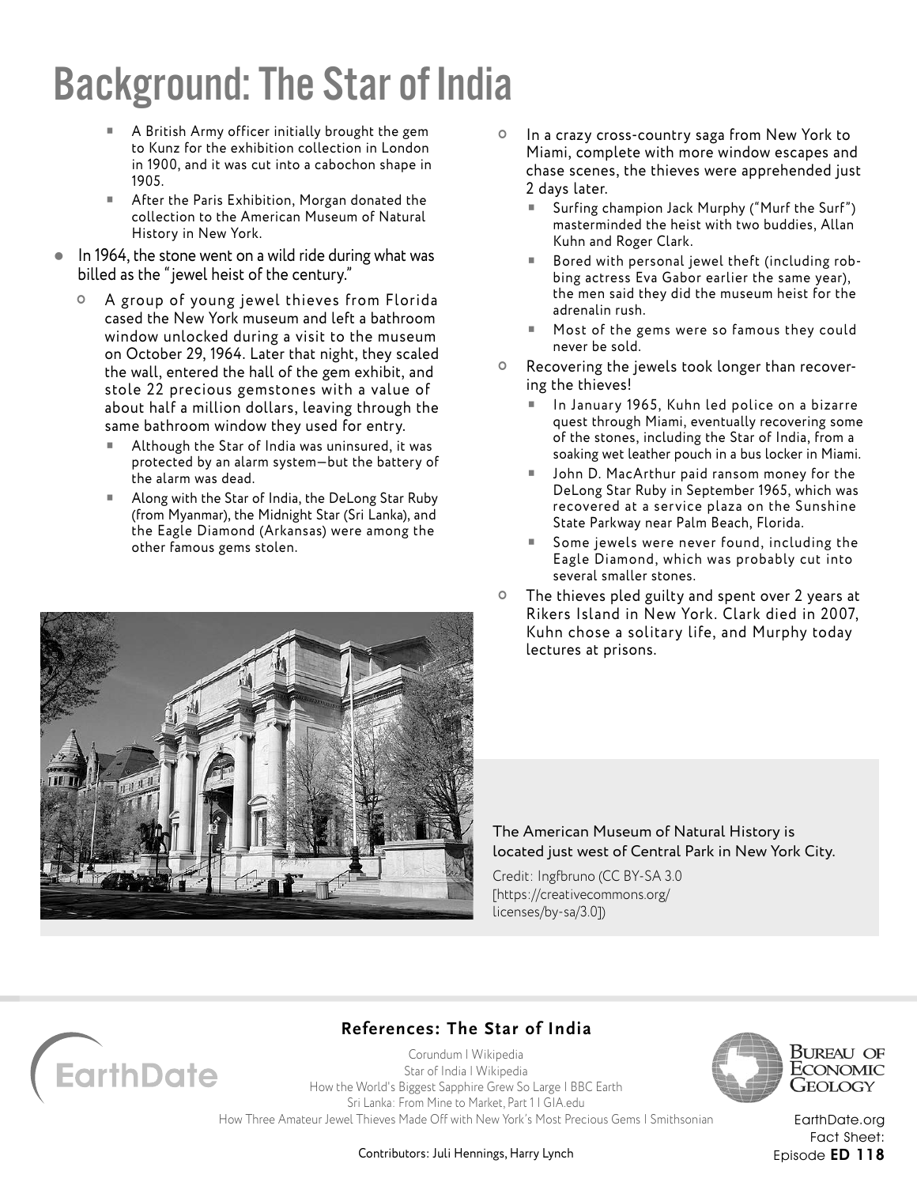# Background: The Star of India

    - A British Army officer initially brought the gem to Kunz for the exhibition collection in London in 1900, and it was cut into a cabochon shape in 1905.
    - After the Paris Exhibition, Morgan donated the collection to the American Museum of Natural History in New York.

- In 1964, the stone went on a wild ride during what was billed as the "jewel heist of the century."
  - A group of young jewel thieves from Florida cased the New York museum and left a bathroom window unlocked during a visit to the museum on October 29, 1964. Later that night, they scaled the wall, entered the hall of the gem exhibit, and stole 22 precious gemstones with a value of about half a million dollars, leaving through the same bathroom window they used for entry.
    - Although the Star of India was uninsured, it was protected by an alarm system—but the battery of the alarm was dead.
    - Along with the Star of India, the DeLong Star Ruby (from Myanmar), the Midnight Star (Sri Lanka), and the Eagle Diamond (Arkansas) were among the other famous gems stolen.
  - In a crazy cross-country saga from New York to Miami, complete with more window escapes and chase scenes, the thieves were apprehended just 2 days later.
    - Surfing champion Jack Murphy ("Murf the Surf") masterminded the heist with two buddies, Allan Kuhn and Roger Clark.
    - Bored with personal jewel theft (including robbing actress Eva Gabor earlier the same year), the men said they did the museum heist for the adrenalin rush.
    - Most of the gems were so famous they could never be sold.
  - Recovering the jewels took longer than recovering the thieves!
    - In January 1965, Kuhn led police on a bizarre quest through Miami, eventually recovering some of the stones, including the Star of India, from a soaking wet leather pouch in a bus locker in Miami.
    - John D. MacArthur paid ransom money for the DeLong Star Ruby in September 1965, which was recovered at a service plaza on the Sunshine State Parkway near Palm Beach, Florida.
    - Some jewels were never found, including the Eagle Diamond, which was probably cut into several smaller stones.
  - The thieves pled guilty and spent over 2 years at Rikers Island in New York. Clark died in 2007, Kuhn chose a solitary life, and Murphy today lectures at prisons.

The American Museum of Natural History is located just west of Central Park in New York City.

Credit: Ingfbruno (CC BY-SA 3.0 [https://creativecommons.org/licenses/by-sa/3.0])

## References: The Star of India

Corundum | Wikipedia
Star of India | Wikipedia
How the World's Biggest Sapphire Grew So Large | BBC Earth
Sri Lanka: From Mine to Market, Part 1 | GIA.edu
How Three Amateur Jewel Thieves Made Off with New York's Most Precious Gems | Smithsonian

Contributors: Juli Hennings, Harry Lynch

EarthDate.org Fact Sheet: Episode **ED 118**